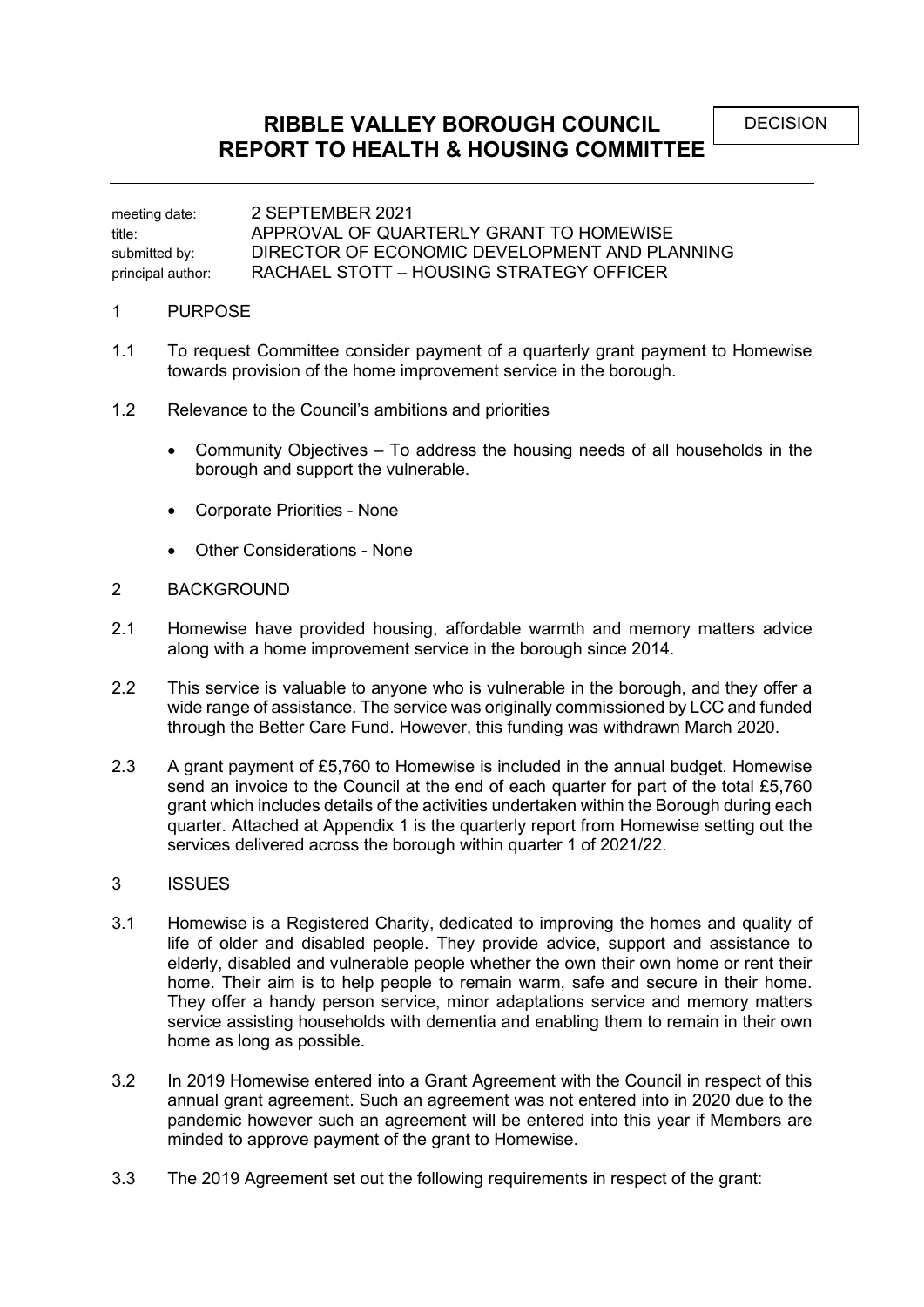DECISION

# RIBBLE VALLEY BOROUGH COUNCIL
# REPORT TO HEALTH & HOUSING COMMITTEE

| | |
|---|---|
| meeting date: | 2 SEPTEMBER 2021 |
| title: | APPROVAL OF QUARTERLY GRANT TO HOMEWISE |
| submitted by: | DIRECTOR OF ECONOMIC DEVELOPMENT AND PLANNING |
| principal author: | RACHAEL STOTT – HOUSING STRATEGY OFFICER |

## 1 PURPOSE

1.1 To request Committee consider payment of a quarterly grant payment to Homewise towards provision of the home improvement service in the borough.

1.2 Relevance to the Council's ambitions and priorities

- Community Objectives – To address the housing needs of all households in the borough and support the vulnerable.
- Corporate Priorities - None
- Other Considerations - None

## 2 BACKGROUND

2.1 Homewise have provided housing, affordable warmth and memory matters advice along with a home improvement service in the borough since 2014.

2.2 This service is valuable to anyone who is vulnerable in the borough, and they offer a wide range of assistance. The service was originally commissioned by LCC and funded through the Better Care Fund. However, this funding was withdrawn March 2020.

2.3 A grant payment of £5,760 to Homewise is included in the annual budget. Homewise send an invoice to the Council at the end of each quarter for part of the total £5,760 grant which includes details of the activities undertaken within the Borough during each quarter. Attached at Appendix 1 is the quarterly report from Homewise setting out the services delivered across the borough within quarter 1 of 2021/22.

## 3 ISSUES

3.1 Homewise is a Registered Charity, dedicated to improving the homes and quality of life of older and disabled people. They provide advice, support and assistance to elderly, disabled and vulnerable people whether the own their own home or rent their home. Their aim is to help people to remain warm, safe and secure in their home. They offer a handy person service, minor adaptations service and memory matters service assisting households with dementia and enabling them to remain in their own home as long as possible.

3.2 In 2019 Homewise entered into a Grant Agreement with the Council in respect of this annual grant agreement. Such an agreement was not entered into in 2020 due to the pandemic however such an agreement will be entered into this year if Members are minded to approve payment of the grant to Homewise.

3.3 The 2019 Agreement set out the following requirements in respect of the grant: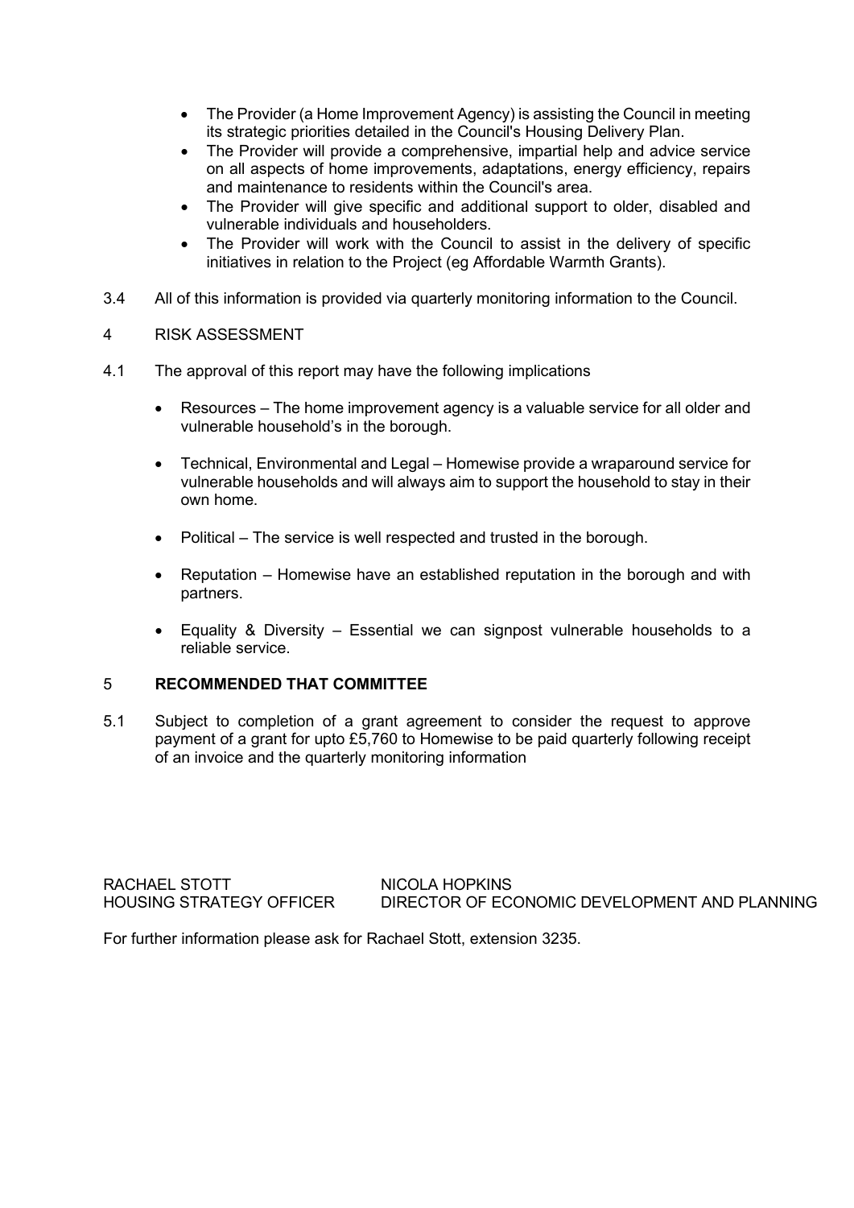- The Provider (a Home Improvement Agency) is assisting the Council in meeting its strategic priorities detailed in the Council's Housing Delivery Plan.
- The Provider will provide a comprehensive, impartial help and advice service on all aspects of home improvements, adaptations, energy efficiency, repairs and maintenance to residents within the Council's area.
- The Provider will give specific and additional support to older, disabled and vulnerable individuals and householders.
- The Provider will work with the Council to assist in the delivery of specific initiatives in relation to the Project (eg Affordable Warmth Grants).

3.4 All of this information is provided via quarterly monitoring information to the Council.

4 RISK ASSESSMENT

4.1 The approval of this report may have the following implications

- Resources – The home improvement agency is a valuable service for all older and vulnerable household's in the borough.
- Technical, Environmental and Legal – Homewise provide a wraparound service for vulnerable households and will always aim to support the household to stay in their own home.
- Political – The service is well respected and trusted in the borough.
- Reputation – Homewise have an established reputation in the borough and with partners.
- Equality & Diversity – Essential we can signpost vulnerable households to a reliable service.

5 **RECOMMENDED THAT COMMITTEE**

5.1 Subject to completion of a grant agreement to consider the request to approve payment of a grant for upto £5,760 to Homewise to be paid quarterly following receipt of an invoice and the quarterly monitoring information

RACHAEL STOTT
HOUSING STRATEGY OFFICER

NICOLA HOPKINS
DIRECTOR OF ECONOMIC DEVELOPMENT AND PLANNING

For further information please ask for Rachael Stott, extension 3235.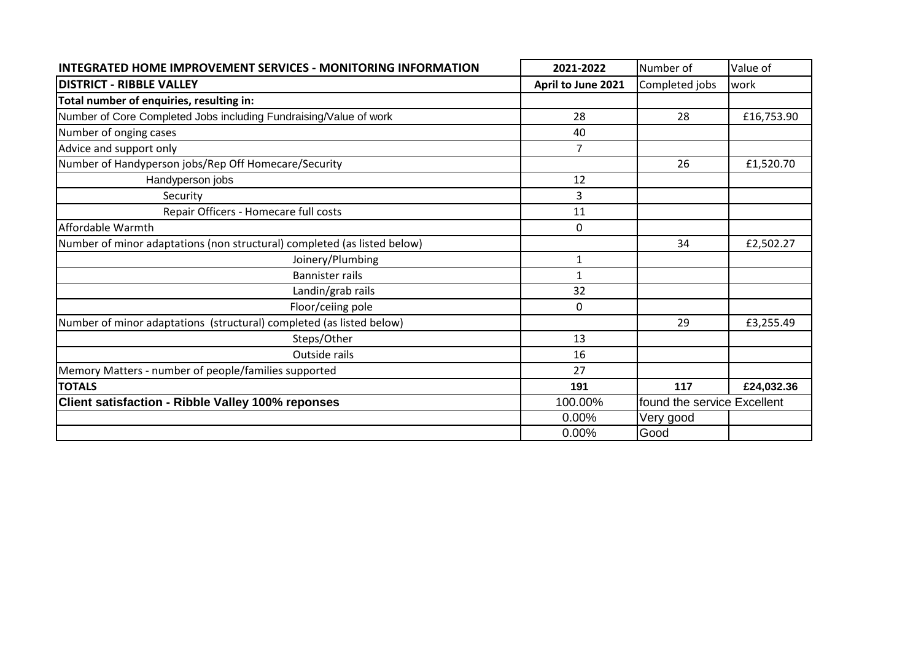| INTEGRATED HOME IMPROVEMENT SERVICES - MONITORING INFORMATION | 2021-2022 | Number of | Value of |
|---|---|---|---|
| **DISTRICT - RIBBLE VALLEY** | **April to June 2021** | Completed jobs | work |
| **Total number of enquiries, resulting in:** | | | |
| Number of Core Completed Jobs including Fundraising/Value of work | 28 | 28 | £16,753.90 |
| Number of onging cases | 40 | | |
| Advice and support only | 7 | | |
| Number of Handyperson jobs/Rep Off Homecare/Security | | 26 | £1,520.70 |
| Handyperson jobs | 12 | | |
| Security | 3 | | |
| Repair Officers - Homecare full costs | 11 | | |
| Affordable Warmth | 0 | | |
| Number of minor adaptations (non structural) completed (as listed below) | | 34 | £2,502.27 |
| Joinery/Plumbing | 1 | | |
| Bannister rails | 1 | | |
| Landin/grab rails | 32 | | |
| Floor/ceiing pole | 0 | | |
| Number of minor adaptations (structural) completed (as listed below) | | 29 | £3,255.49 |
| Steps/Other | 13 | | |
| Outside rails | 16 | | |
| Memory Matters - number of people/families supported | 27 | | |
| **TOTALS** | **191** | **117** | **£24,032.36** |
| **Client satisfaction - Ribble Valley 100% reponses** | 100.00% | found the service Excellent | |
| | 0.00% | Very good | |
| | 0.00% | Good | |